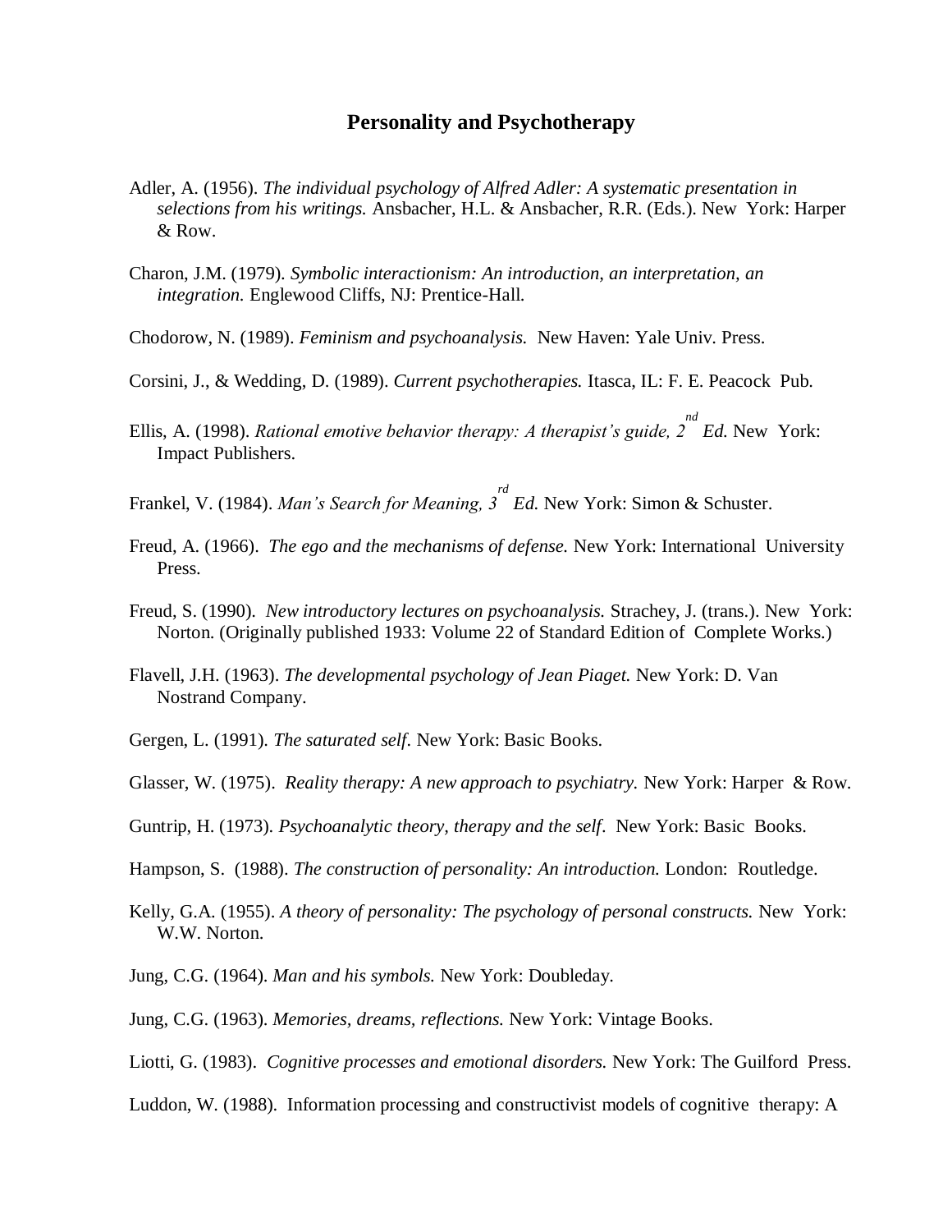# Personality and Psychotherapy

Adler, A. (1956). *The individual psychology of Alfred Adler: A systematic presentation in selections from his writings.* Ansbacher, H.L. & Ansbacher, R.R. (Eds.). New York: Harper & Row.

Charon, J.M. (1979). *Symbolic interactionism: An introduction, an interpretation, an integration.* Englewood Cliffs, NJ: Prentice-Hall.

Chodorow, N. (1989). *Feminism and psychoanalysis.* New Haven: Yale Univ. Press.

Corsini, J., & Wedding, D. (1989). *Current psychotherapies.* Itasca, IL: F. E. Peacock Pub.

Ellis, A. (1998). *Rational emotive behavior therapy: A therapist's guide, 2nd Ed.* New York: Impact Publishers.

Frankel, V. (1984). *Man's Search for Meaning, 3rd Ed.* New York: Simon & Schuster.

Freud, A. (1966). *The ego and the mechanisms of defense.* New York: International University Press.

Freud, S. (1990). *New introductory lectures on psychoanalysis.* Strachey, J. (trans.). New York: Norton. (Originally published 1933: Volume 22 of Standard Edition of Complete Works.)

Flavell, J.H. (1963). *The developmental psychology of Jean Piaget.* New York: D. Van Nostrand Company.

Gergen, L. (1991). *The saturated self*. New York: Basic Books.

Glasser, W. (1975). *Reality therapy: A new approach to psychiatry.* New York: Harper & Row.

Guntrip, H. (1973). *Psychoanalytic theory, therapy and the self*. New York: Basic Books.

Hampson, S. (1988). *The construction of personality: An introduction.* London: Routledge.

Kelly, G.A. (1955). *A theory of personality: The psychology of personal constructs.* New York: W.W. Norton.

Jung, C.G. (1964). *Man and his symbols.* New York: Doubleday.

Jung, C.G. (1963). *Memories, dreams, reflections.* New York: Vintage Books.

Liotti, G. (1983). *Cognitive processes and emotional disorders.* New York: The Guilford Press.

Luddon, W. (1988). Information processing and constructivist models of cognitive therapy: A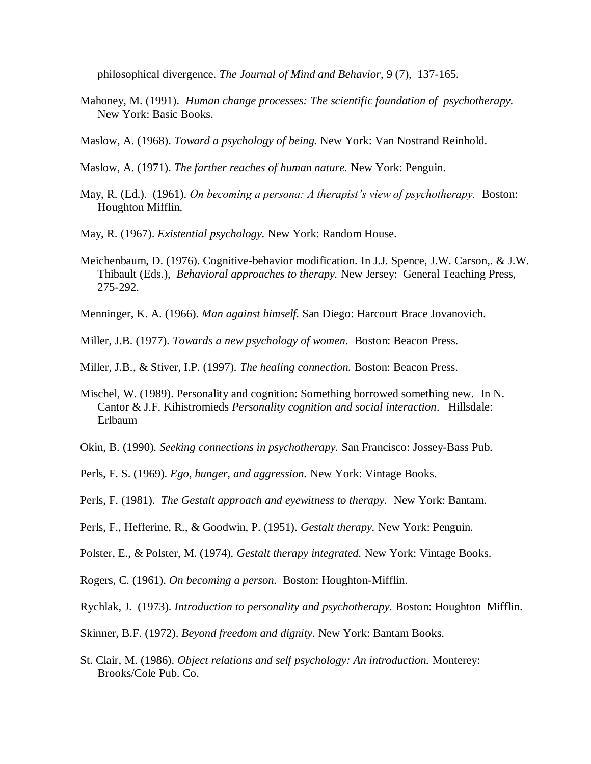philosophical divergence. *The Journal of Mind and Behavior*, 9 (7), 137-165.

Mahoney, M. (1991). *Human change processes: The scientific foundation of psychotherapy.* New York: Basic Books.

Maslow, A. (1968). *Toward a psychology of being.* New York: Van Nostrand Reinhold.

Maslow, A. (1971). *The farther reaches of human nature.* New York: Penguin.

May, R. (Ed.). (1961). *On becoming a persona: A therapist's view of psychotherapy.* Boston: Houghton Mifflin.

May, R. (1967). *Existential psychology.* New York: Random House.

Meichenbaum, D. (1976). Cognitive-behavior modification. In J.J. Spence, J.W. Carson,. & J.W. Thibault (Eds.), *Behavioral approaches to therapy.* New Jersey: General Teaching Press, 275-292.

Menninger, K. A. (1966). *Man against himself.* San Diego: Harcourt Brace Jovanovich.

Miller, J.B. (1977). *Towards a new psychology of women.* Boston: Beacon Press.

Miller, J.B., & Stiver, I.P. (1997). *The healing connection.* Boston: Beacon Press.

Mischel, W. (1989). Personality and cognition: Something borrowed something new. In N. Cantor & J.F. Kihistromieds *Personality cognition and social interaction*. Hillsdale: Erlbaum

Okin, B. (1990). *Seeking connections in psychotherapy.* San Francisco: Jossey-Bass Pub.

Perls, F. S. (1969). *Ego, hunger, and aggression.* New York: Vintage Books.

Perls, F. (1981). *The Gestalt approach and eyewitness to therapy.* New York: Bantam.

Perls, F., Hefferine, R., & Goodwin, P. (1951). *Gestalt therapy.* New York: Penguin.

Polster, E., & Polster, M. (1974). *Gestalt therapy integrated.* New York: Vintage Books.

Rogers, C. (1961). *On becoming a person.* Boston: Houghton-Mifflin.

Rychlak, J. (1973). *Introduction to personality and psychotherapy.* Boston: Houghton Mifflin.

Skinner, B.F. (1972). *Beyond freedom and dignity.* New York: Bantam Books.

St. Clair, M. (1986). *Object relations and self psychology: An introduction.* Monterey: Brooks/Cole Pub. Co.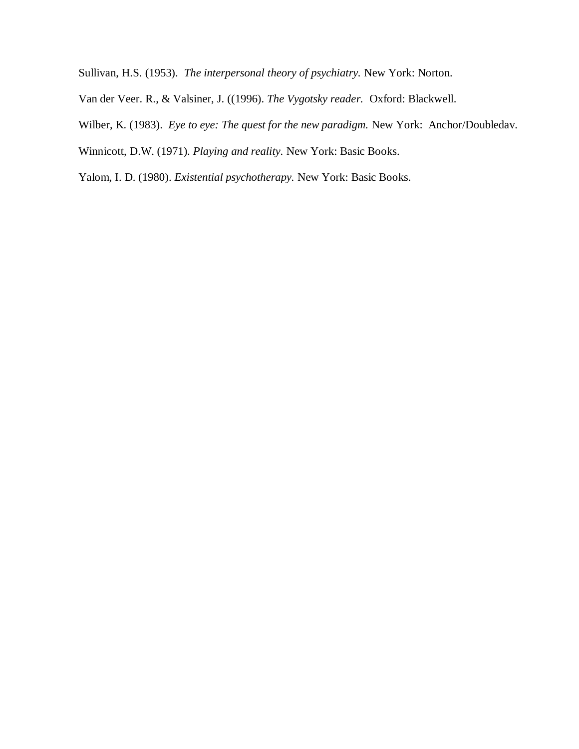Sullivan, H.S. (1953). *The interpersonal theory of psychiatry.* New York: Norton.

Van der Veer. R., & Valsiner, J. ((1996). *The Vygotsky reader.* Oxford: Blackwell.

Wilber, K. (1983). *Eye to eye: The quest for the new paradigm.* New York: Anchor/Doubledav.

Winnicott, D.W. (1971). *Playing and reality*. New York: Basic Books.

Yalom, I. D. (1980). *Existential psychotherapy.* New York: Basic Books.